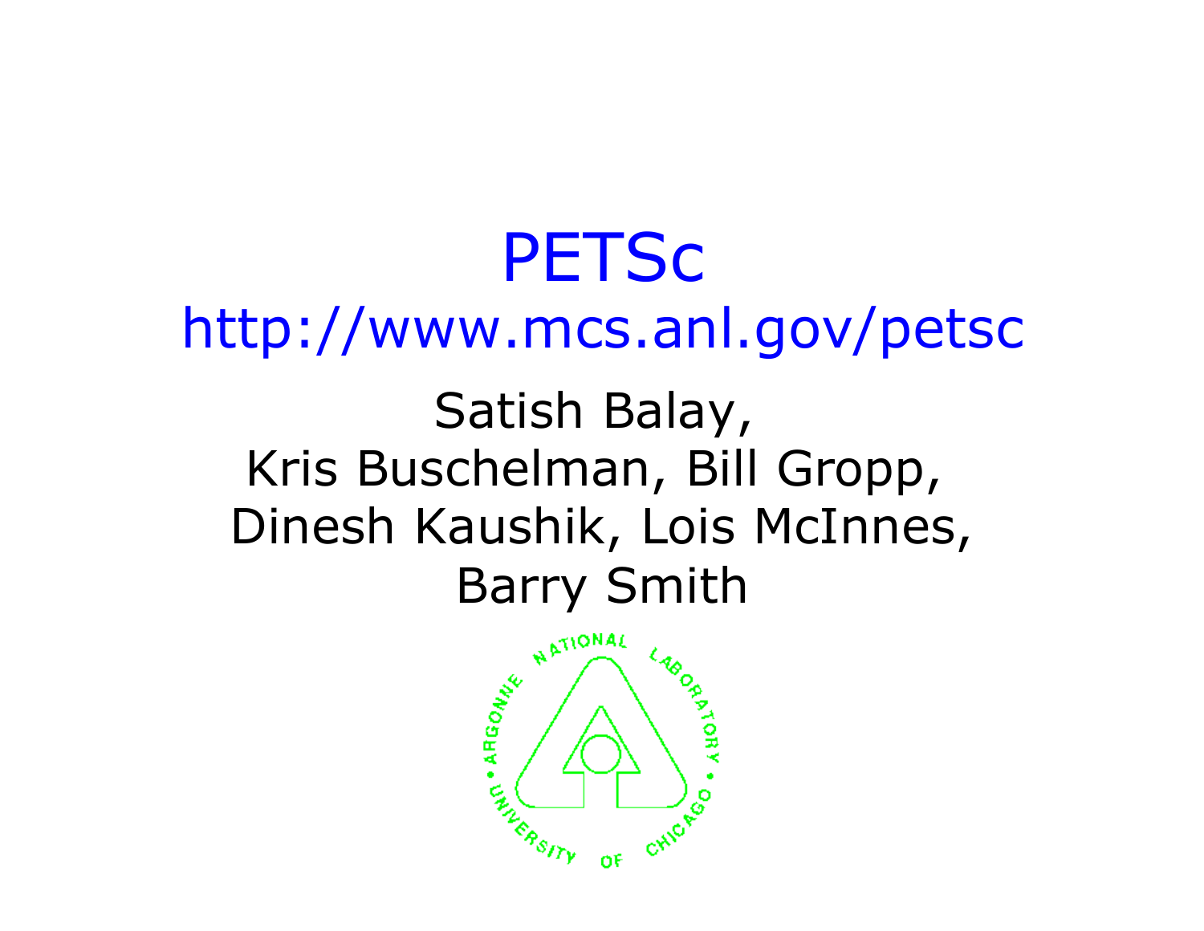# PETSc

http://www.mcs.anl.gov/petsc

Satish Balay,
Kris Buschelman, Bill Gropp,
Dinesh Kaushik, Lois McInnes,
Barry Smith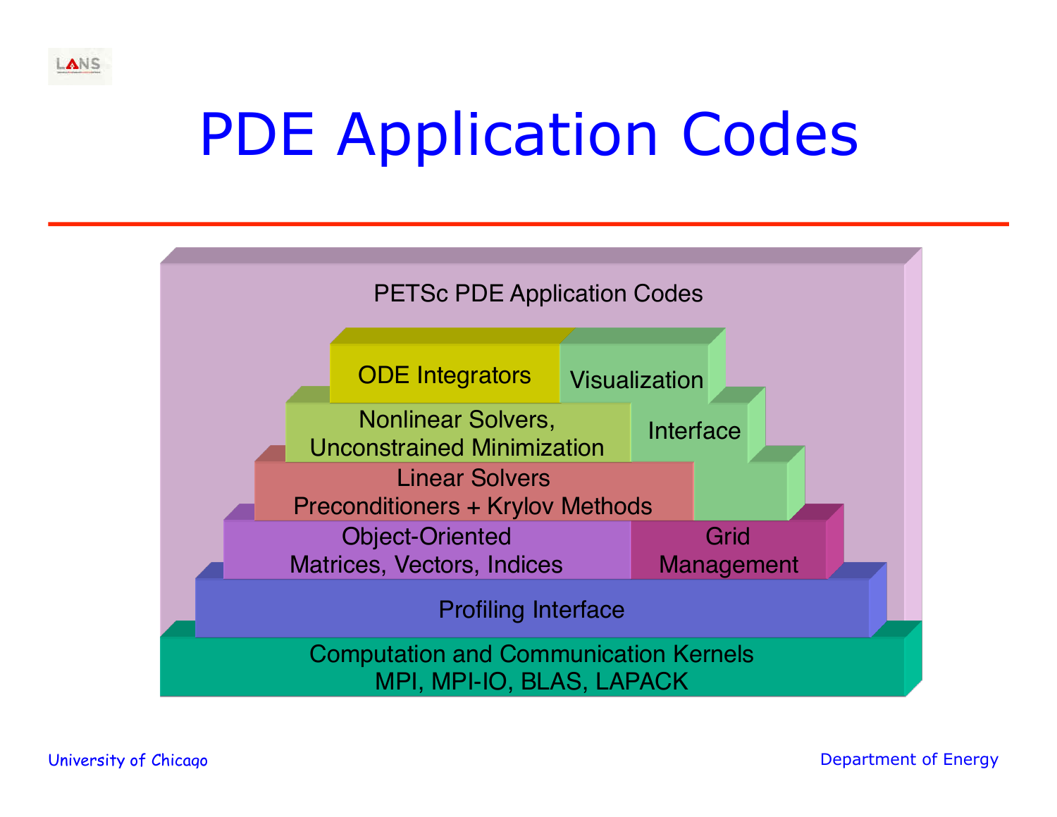# PDE Application Codes

PETSc PDE Application Codes

ODE Integrators

Visualization

Nonlinear Solvers,
Unconstrained Minimization

Interface

Linear Solvers
Preconditioners + Krylov Methods

Object-Oriented
Matrices, Vectors, Indices

Grid
Management

Profiling Interface

Computation and Communication Kernels
MPI, MPI-IO, BLAS, LAPACK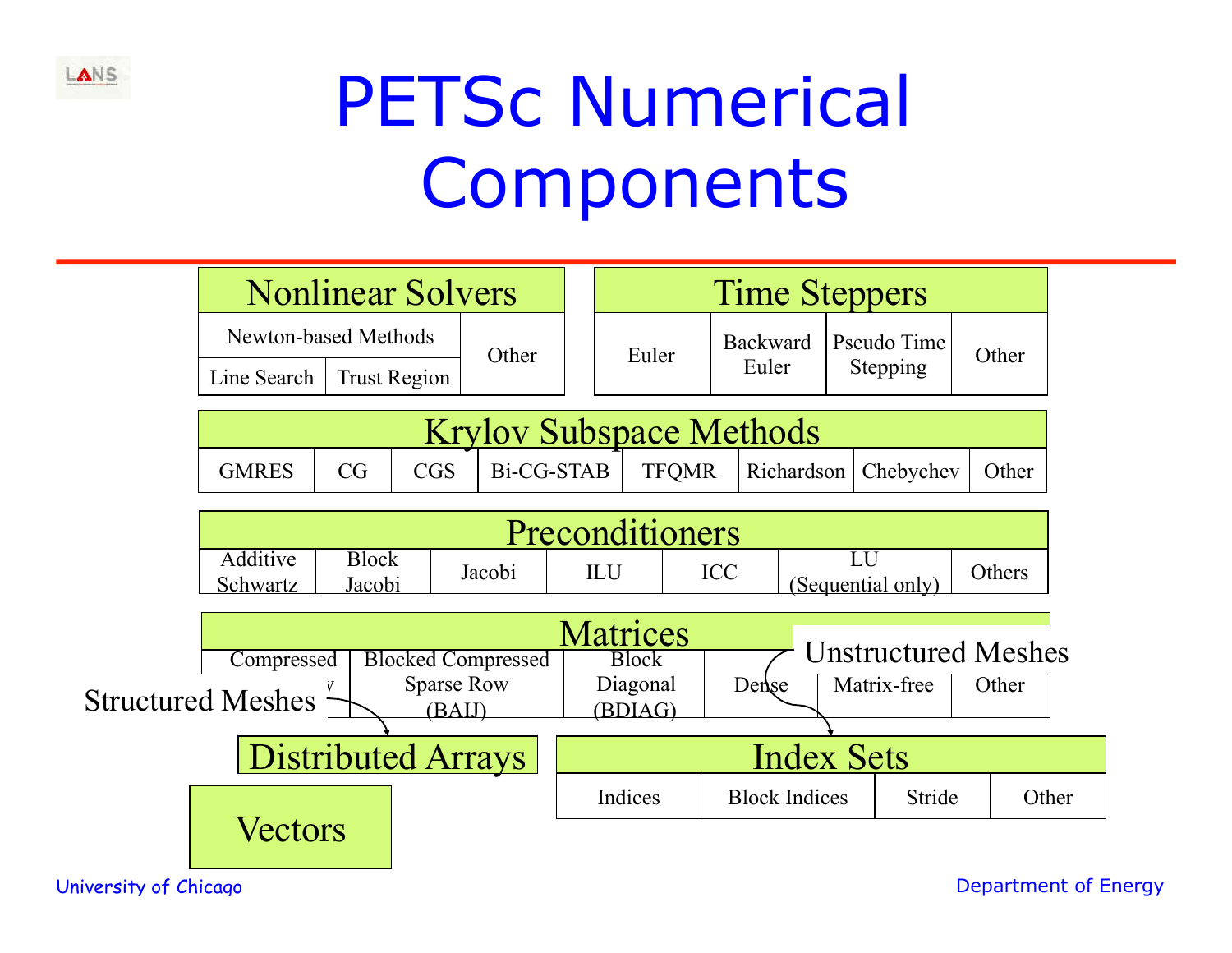# PETSc Numerical Components

## Nonlinear Solvers

| Newton-based Methods | | Other |
|---|---|---|
| Line Search | Trust Region | |

## Time Steppers

| Euler | Backward Euler | Pseudo Time Stepping | Other |
|---|---|---|---|

## Krylov Subspace Methods

| GMRES | CG | CGS | Bi-CG-STAB | TFQMR | Richardson | Chebychev | Other |
|---|---|---|---|---|---|---|---|

## Preconditioners

| Additive Schwartz | Block Jacobi | Jacobi | ILU | ICC | LU (Sequential only) | Others |
|---|---|---|---|---|---|---|

## Matrices

| Compressed ...w | Blocked Compressed Sparse Row (BAIJ) | Block Diagonal (BDIAG) | Dense | Matrix-free | Other |
|---|---|---|---|---|---|

Structured Meshes → Distributed Arrays

Unstructured Meshes → Index Sets

## Distributed Arrays

## Index Sets

| Indices | Block Indices | Stride | Other |
|---|---|---|---|

## Vectors

University of Chicago

Department of Energy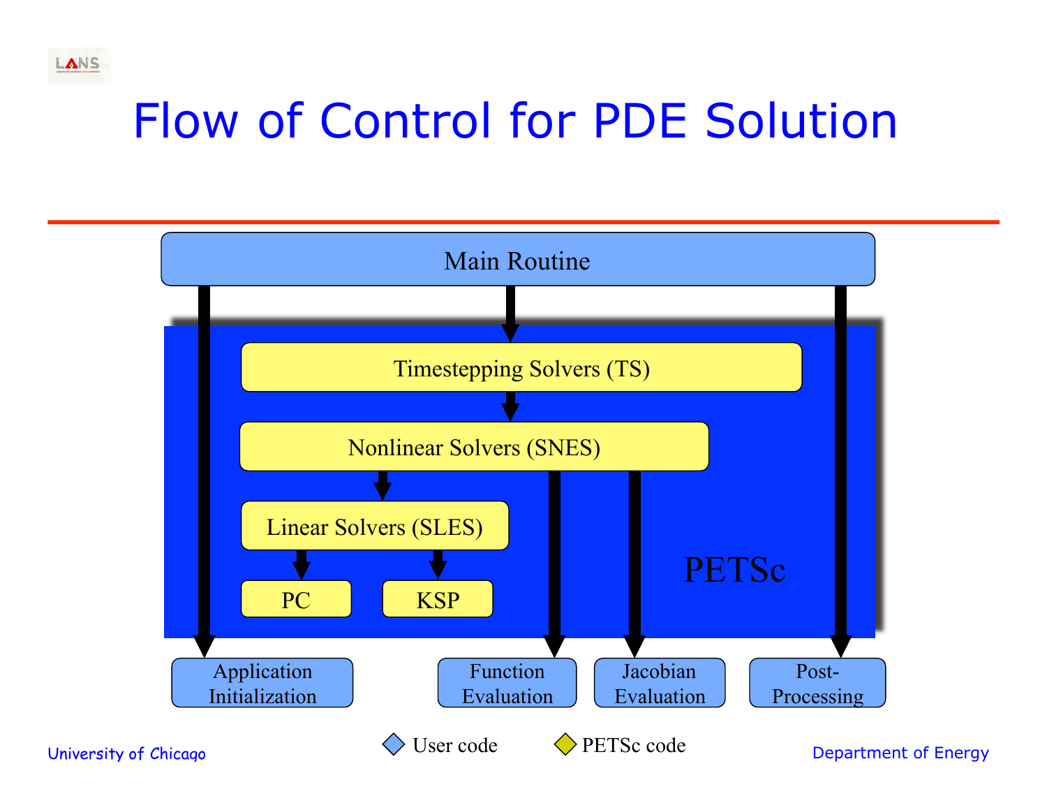# Flow of Control for PDE Solution

Main Routine

PETSc

Timestepping Solvers (TS)

Nonlinear Solvers (SNES)

Linear Solvers (SLES)

PC

KSP

Application Initialization

Function Evaluation

Jacobian Evaluation

Post-Processing

User code

PETSc code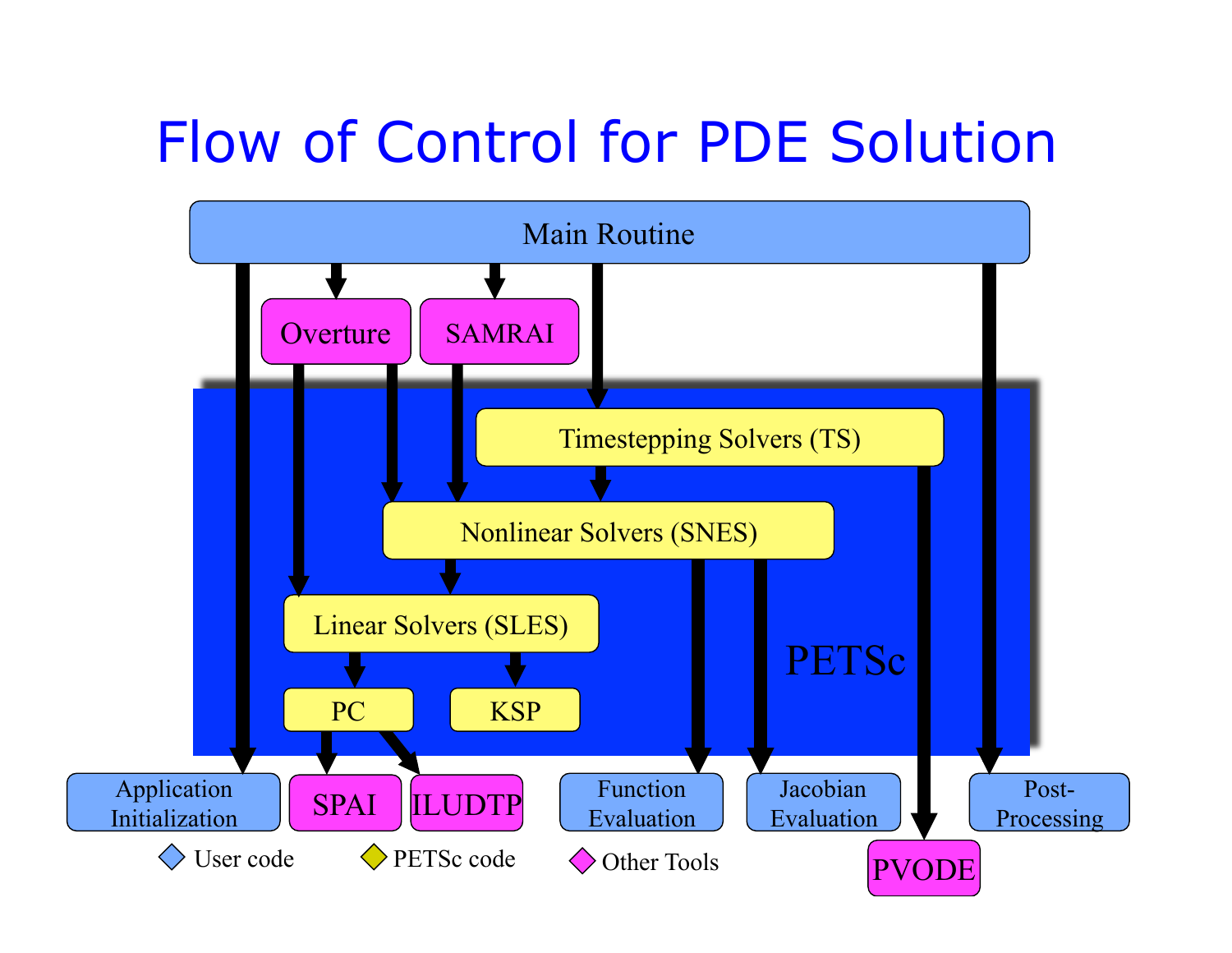# Flow of Control for PDE Solution

Main Routine

Overture

SAMRAI

Timestepping Solvers (TS)

Nonlinear Solvers (SNES)

Linear Solvers (SLES)

PC

KSP

PETSc

Application Initialization

SPAI

ILUDTP

Function Evaluation

Jacobian Evaluation

Post-Processing

PVODE

User code

PETSc code

Other Tools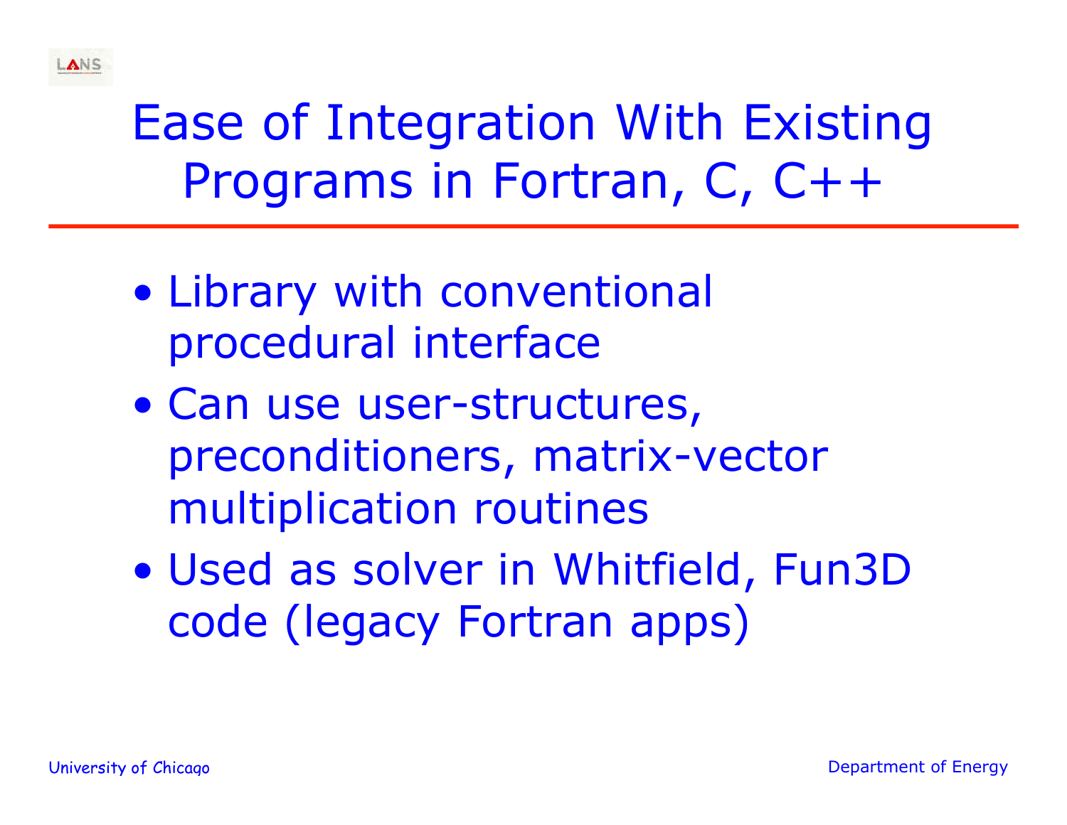# Ease of Integration With Existing Programs in Fortran, C, C++

- Library with conventional procedural interface
- Can use user-structures, preconditioners, matrix-vector multiplication routines
- Used as solver in Whitfield, Fun3D code (legacy Fortran apps)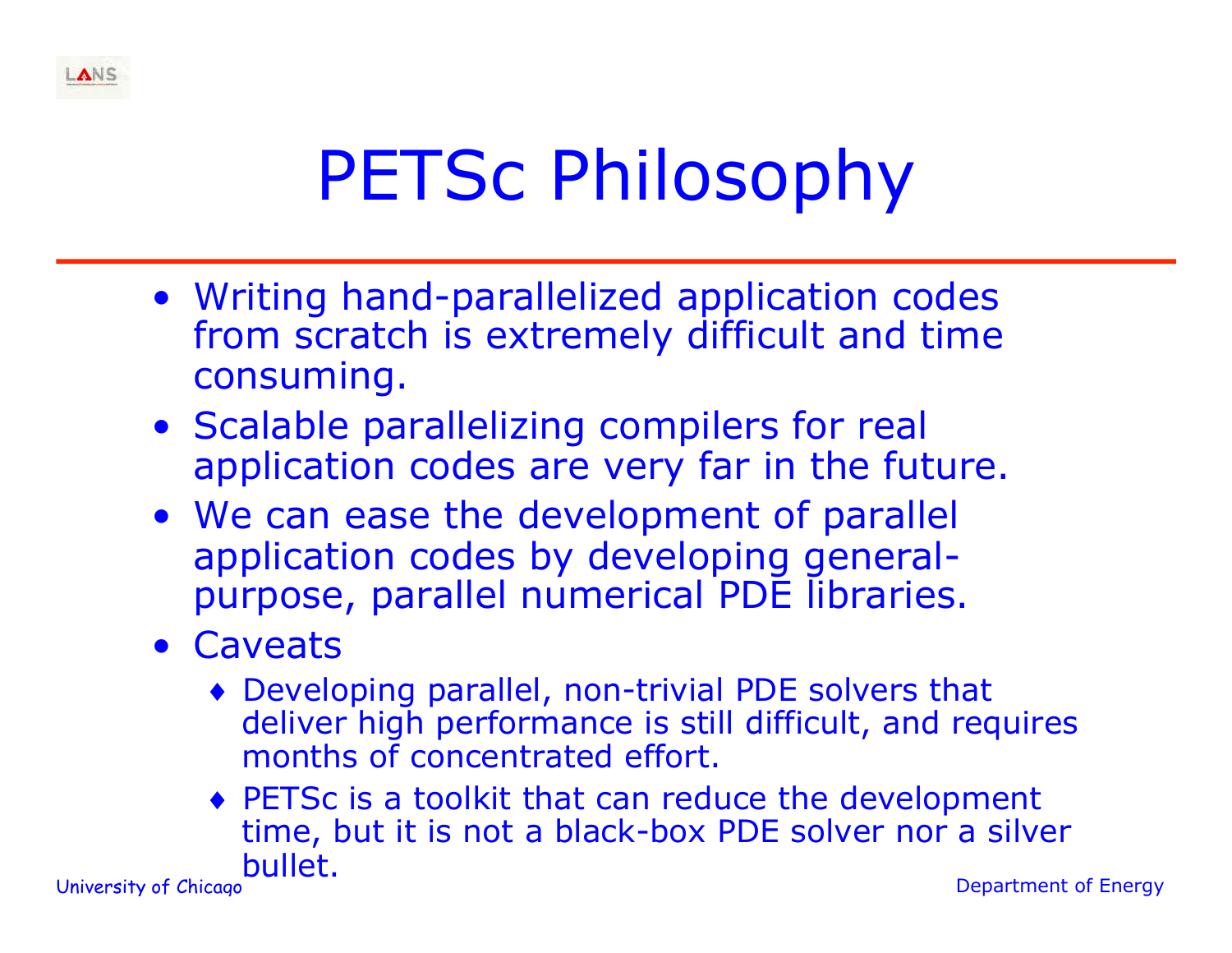# PETSc Philosophy

- Writing hand-parallelized application codes from scratch is extremely difficult and time consuming.
- Scalable parallelizing compilers for real application codes are very far in the future.
- We can ease the development of parallel application codes by developing general-purpose, parallel numerical PDE libraries.
- Caveats
  - Developing parallel, non-trivial PDE solvers that deliver high performance is still difficult, and requires months of concentrated effort.
  - PETSc is a toolkit that can reduce the development time, but it is not a black-box PDE solver nor a silver bullet.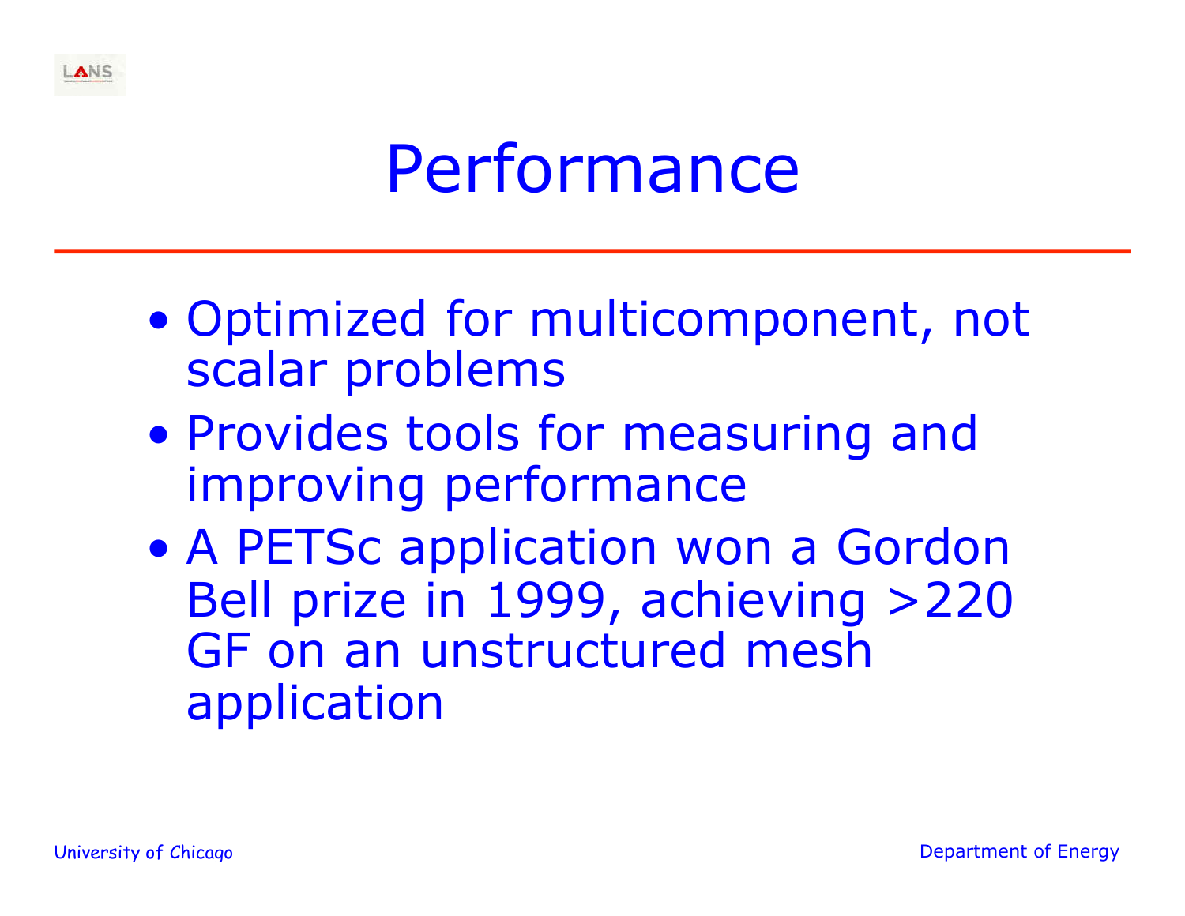# Performance

- Optimized for multicomponent, not scalar problems
- Provides tools for measuring and improving performance
- A PETSc application won a Gordon Bell prize in 1999, achieving >220 GF on an unstructured mesh application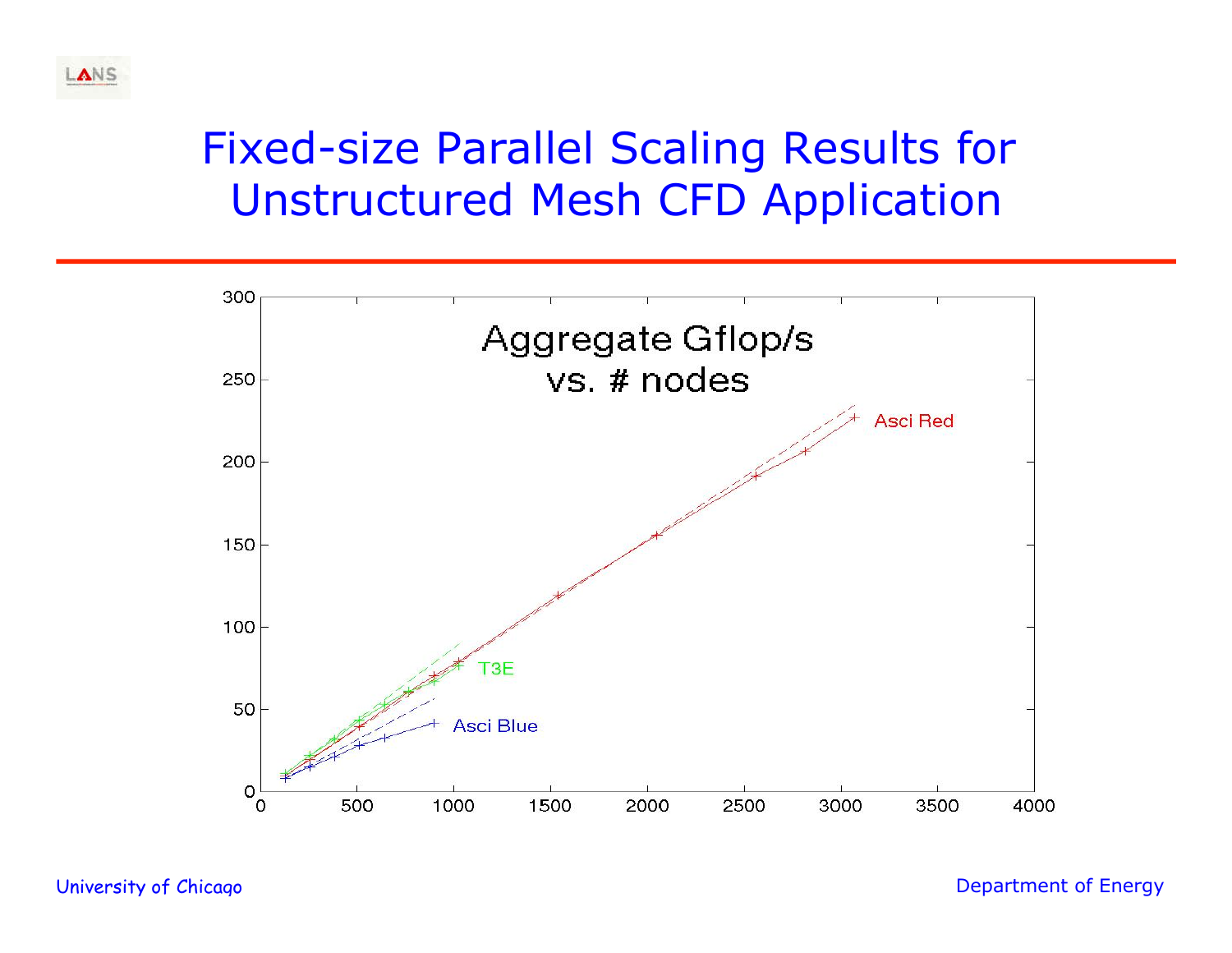# Fixed-size Parallel Scaling Results for Unstructured Mesh CFD Application

Aggregate Gflop/s vs. # nodes

Asci Red

T3E

Asci Blue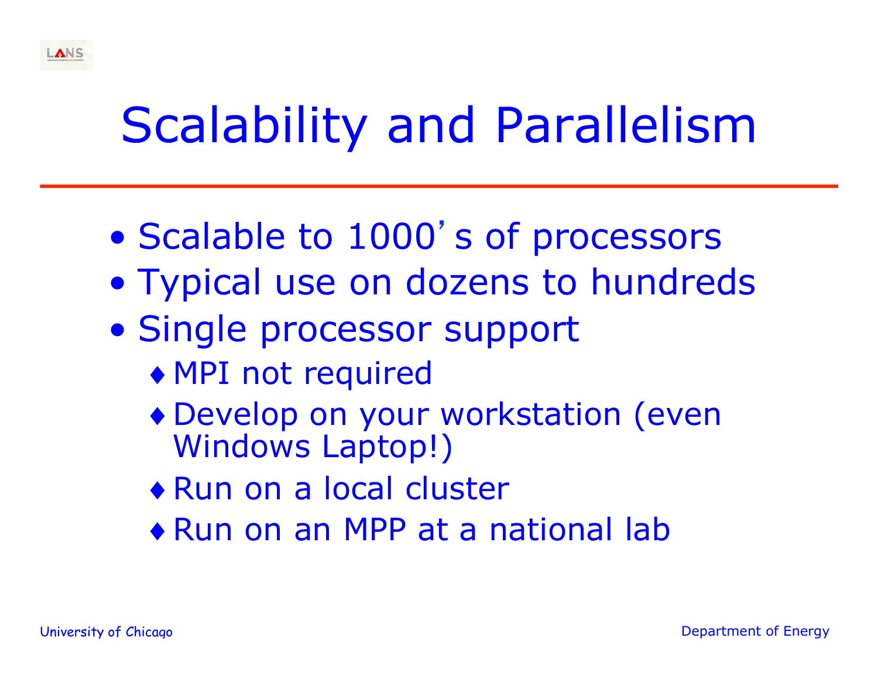# Scalability and Parallelism

- Scalable to 1000's of processors
- Typical use on dozens to hundreds
- Single processor support
  - MPI not required
  - Develop on your workstation (even Windows Laptop!)
  - Run on a local cluster
  - Run on an MPP at a national lab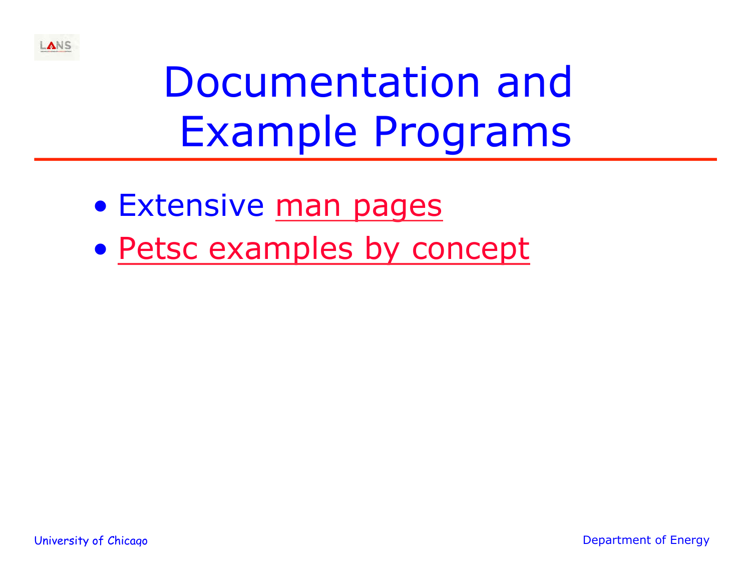# Documentation and Example Programs

- Extensive man pages
- Petsc examples by concept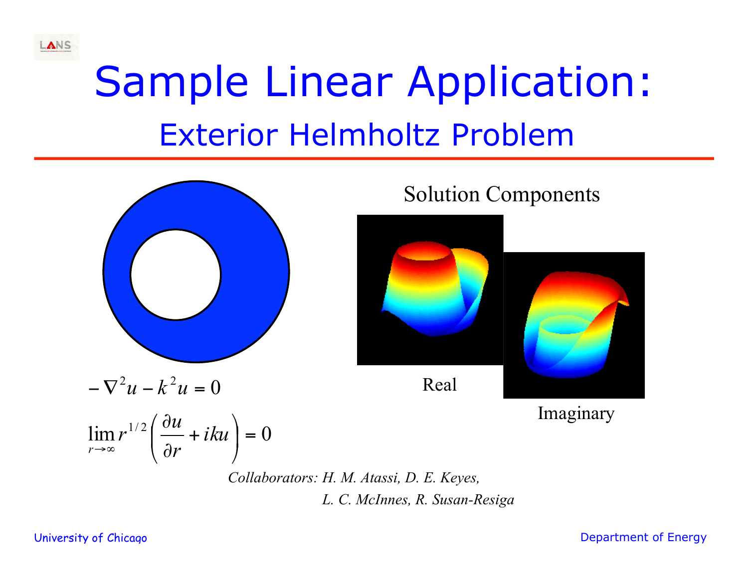# Sample Linear Application:

## Exterior Helmholtz Problem

$$-\nabla^2 u - k^2 u = 0$$

$$\lim_{r \to \infty} r^{1/2} \left( \frac{\partial u}{\partial r} + iku \right) = 0$$

Solution Components

Real

Imaginary

*Collaborators: H. M. Atassi, D. E. Keyes, L. C. McInnes, R. Susan-Resiga*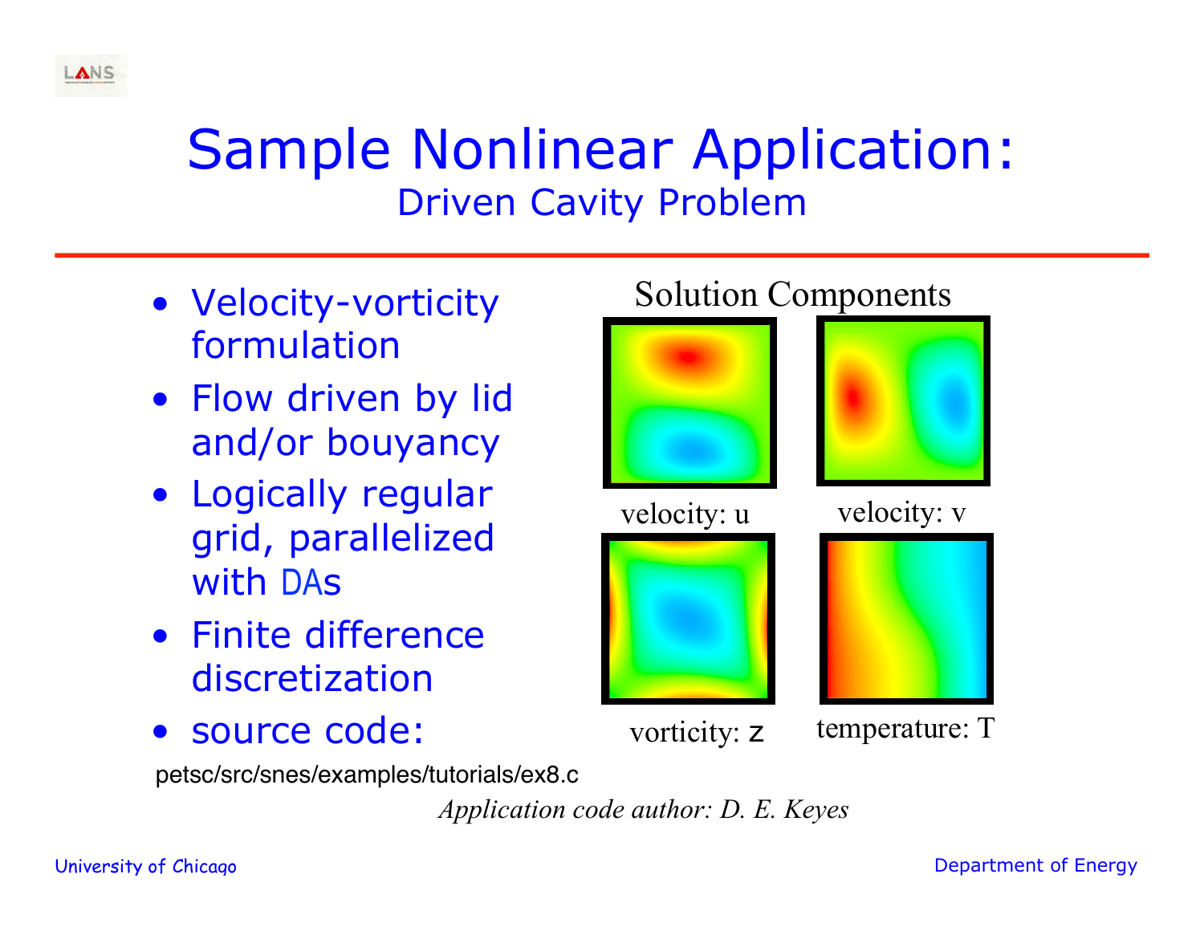# Sample Nonlinear Application:

## Driven Cavity Problem

- Velocity-vorticity formulation
- Flow driven by lid and/or bouyancy
- Logically regular grid, parallelized with DAs
- Finite difference discretization
- source code:

petsc/src/snes/examples/tutorials/ex8.c

Solution Components

velocity: u

velocity: v

vorticity: z

temperature: T

*Application code author: D. E. Keyes*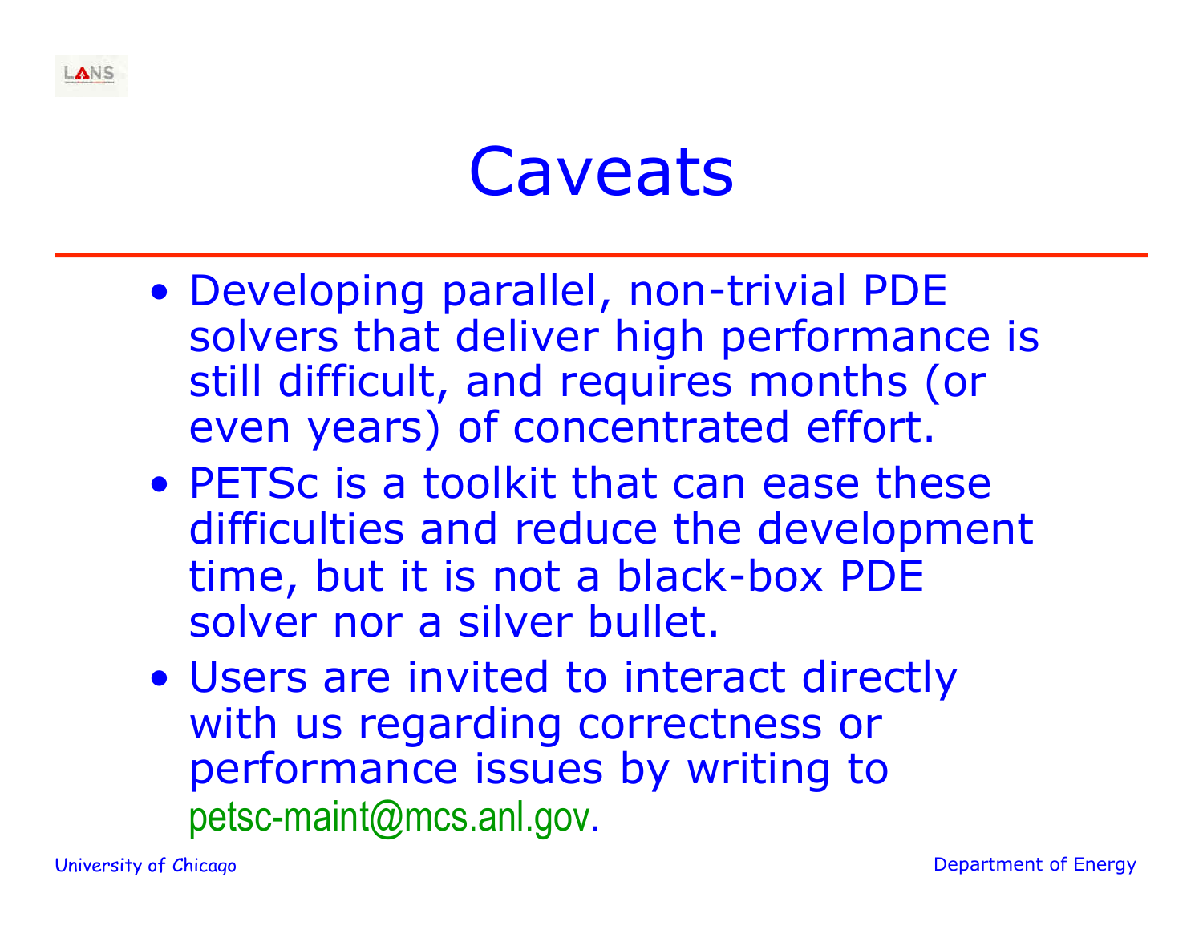# Caveats

- Developing parallel, non-trivial PDE solvers that deliver high performance is still difficult, and requires months (or even years) of concentrated effort.
- PETSc is a toolkit that can ease these difficulties and reduce the development time, but it is not a black-box PDE solver nor a silver bullet.
- Users are invited to interact directly with us regarding correctness or performance issues by writing to petsc-maint@mcs.anl.gov.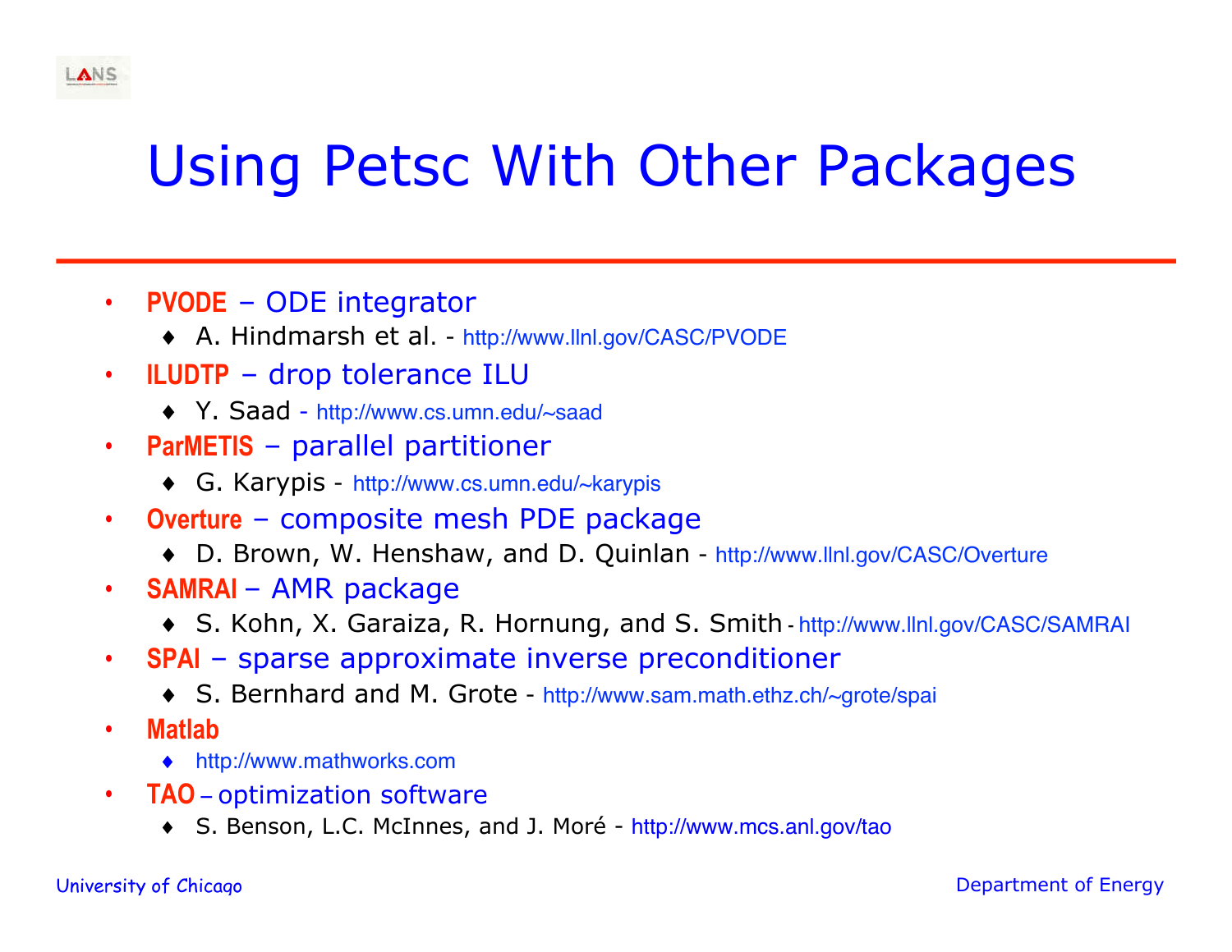# Using Petsc With Other Packages

- **PVODE** – ODE integrator
  - A. Hindmarsh et al. - http://www.llnl.gov/CASC/PVODE
- **ILUDTP** – drop tolerance ILU
  - Y. Saad - http://www.cs.umn.edu/~saad
- **ParMETIS** – parallel partitioner
  - G. Karypis - http://www.cs.umn.edu/~karypis
- **Overture** – composite mesh PDE package
  - D. Brown, W. Henshaw, and D. Quinlan - http://www.llnl.gov/CASC/Overture
- **SAMRAI** – AMR package
  - S. Kohn, X. Garaiza, R. Hornung, and S. Smith - http://www.llnl.gov/CASC/SAMRAI
- **SPAI** – sparse approximate inverse preconditioner
  - S. Bernhard and M. Grote - http://www.sam.math.ethz.ch/~grote/spai
- **Matlab**
  - http://www.mathworks.com
- **TAO** – optimization software
  - S. Benson, L.C. McInnes, and J. Moré - http://www.mcs.anl.gov/tao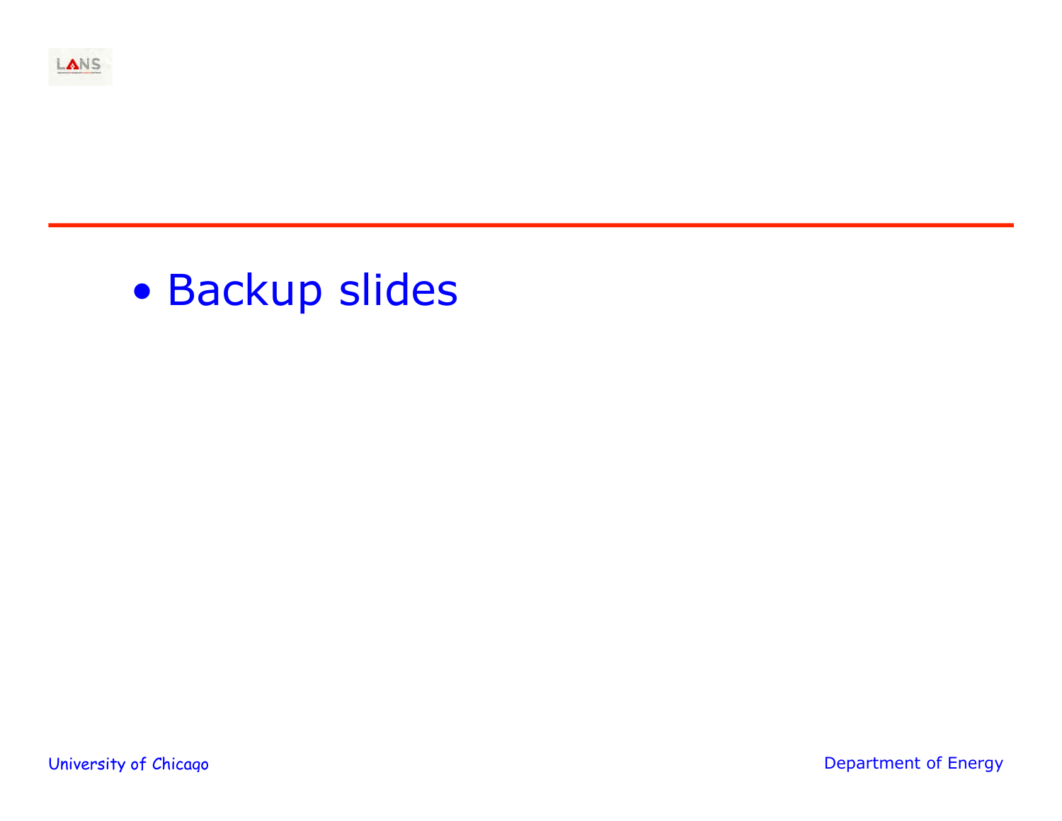- Backup slides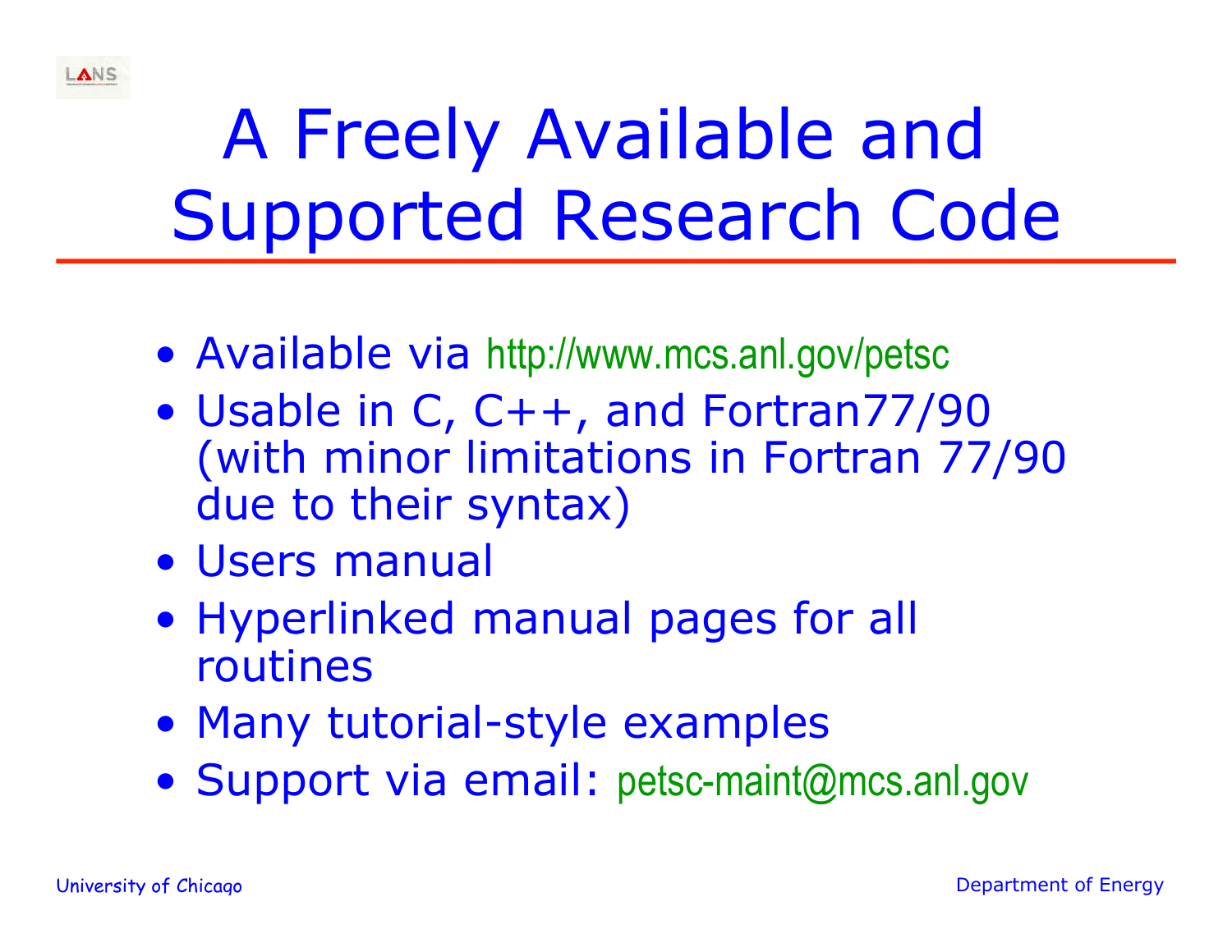# A Freely Available and Supported Research Code

- Available via http://www.mcs.anl.gov/petsc
- Usable in C, C++, and Fortran77/90 (with minor limitations in Fortran 77/90 due to their syntax)
- Users manual
- Hyperlinked manual pages for all routines
- Many tutorial-style examples
- Support via email: petsc-maint@mcs.anl.gov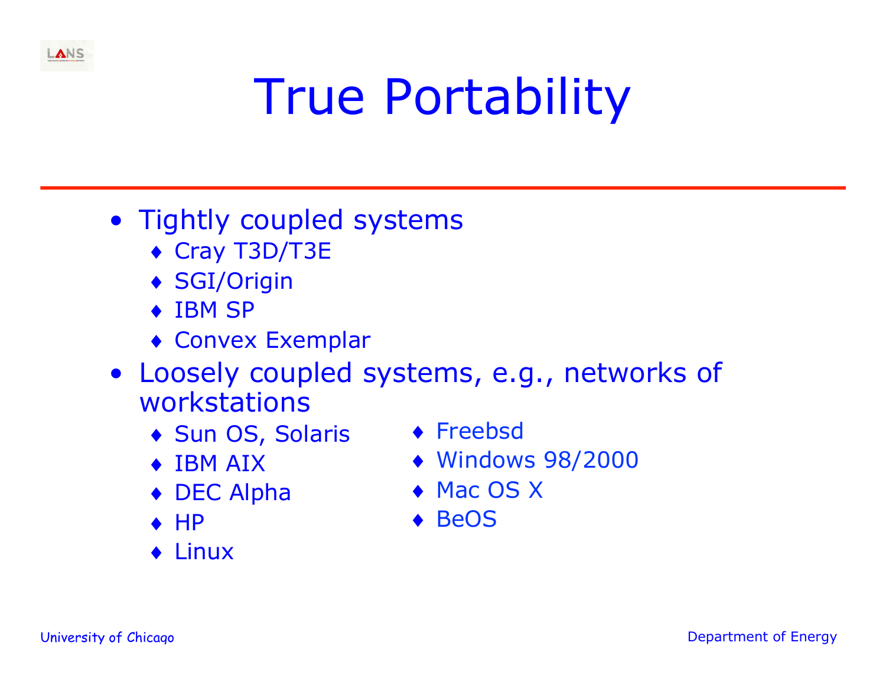# True Portability

- Tightly coupled systems
  - Cray T3D/T3E
  - SGI/Origin
  - IBM SP
  - Convex Exemplar
- Loosely coupled systems, e.g., networks of workstations
  - Sun OS, Solaris
  - IBM AIX
  - DEC Alpha
  - HP
  - Linux
  - Freebsd
  - Windows 98/2000
  - Mac OS X
  - BeOS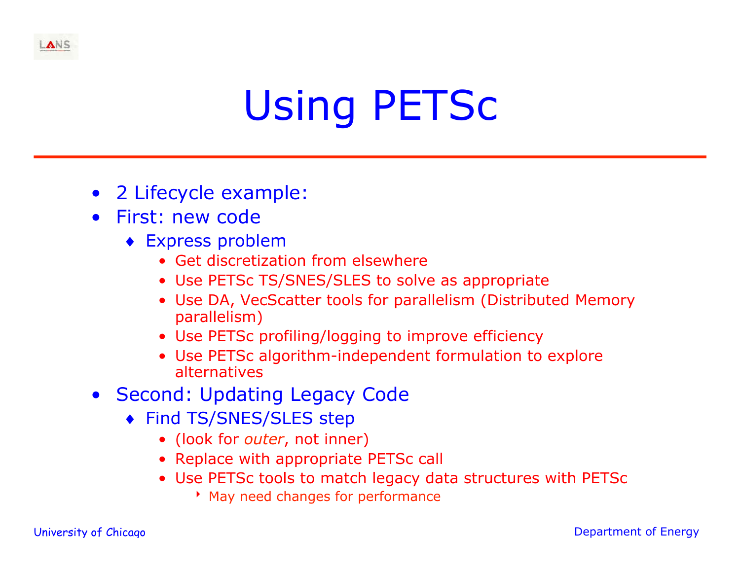# Using PETSc

- 2 Lifecycle example:
- First: new code
  - Express problem
    - Get discretization from elsewhere
    - Use PETSc TS/SNES/SLES to solve as appropriate
    - Use DA, VecScatter tools for parallelism (Distributed Memory parallelism)
    - Use PETSc profiling/logging to improve efficiency
    - Use PETSc algorithm-independent formulation to explore alternatives
- Second: Updating Legacy Code
  - Find TS/SNES/SLES step
    - (look for *outer*, not inner)
    - Replace with appropriate PETSc call
    - Use PETSc tools to match legacy data structures with PETSc
      - May need changes for performance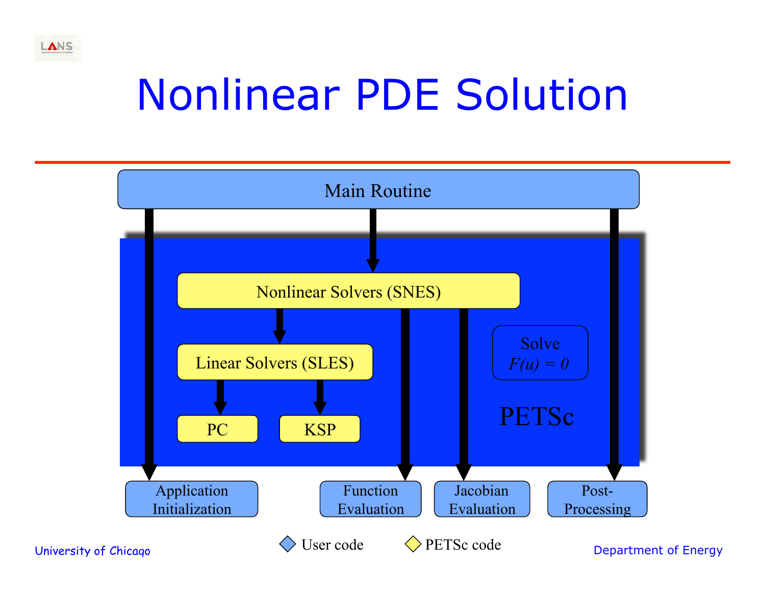# Nonlinear PDE Solution

Main Routine

Nonlinear Solvers (SNES)

Linear Solvers (SLES)

PC

KSP

Solve
$F(u) = 0$

PETSc

Application Initialization

Function Evaluation

Jacobian Evaluation

Post-Processing

User code

PETSc code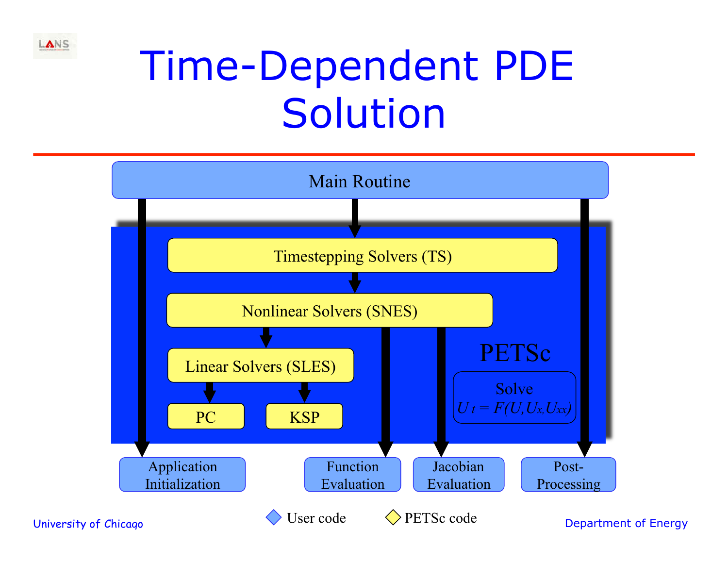# Time-Dependent PDE Solution

Main Routine

PETSc

Timestepping Solvers (TS)

Nonlinear Solvers (SNES)

Linear Solvers (SLES)

PC

KSP

Solve $U_t = F(U, U_x, U_{xx})$

Application Initialization

Function Evaluation

Jacobian Evaluation

Post-Processing

User code

PETSc code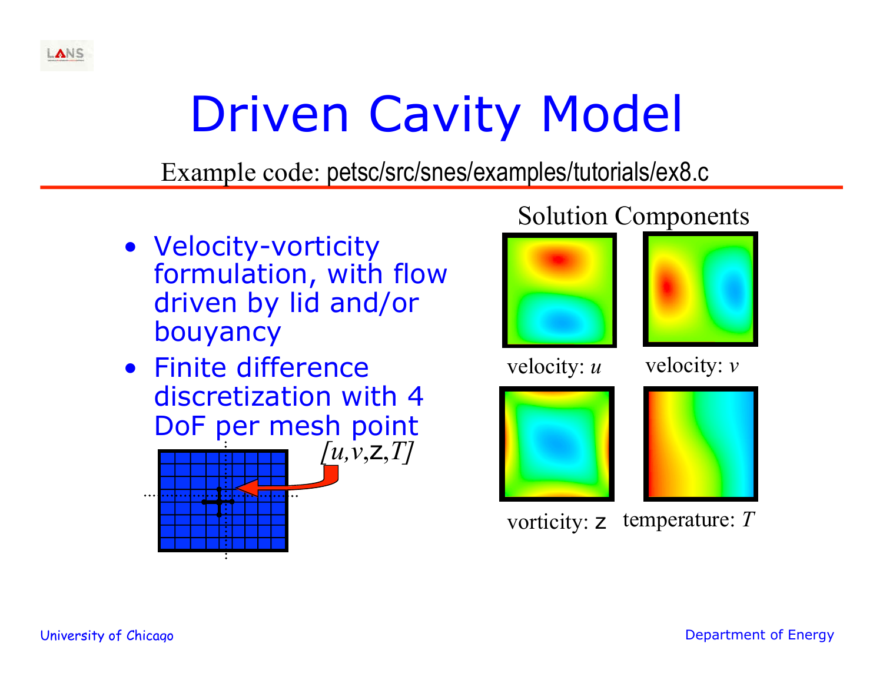# Driven Cavity Model

Example code: petsc/src/snes/examples/tutorials/ex8.c

- Velocity-vorticity formulation, with flow driven by lid and/or bouyancy
- Finite difference discretization with 4 DoF per mesh point

[*u*,*v*,z,*T*]

Solution Components

velocity: *u*

velocity: *v*

vorticity: z

temperature: *T*

University of Chicago

Department of Energy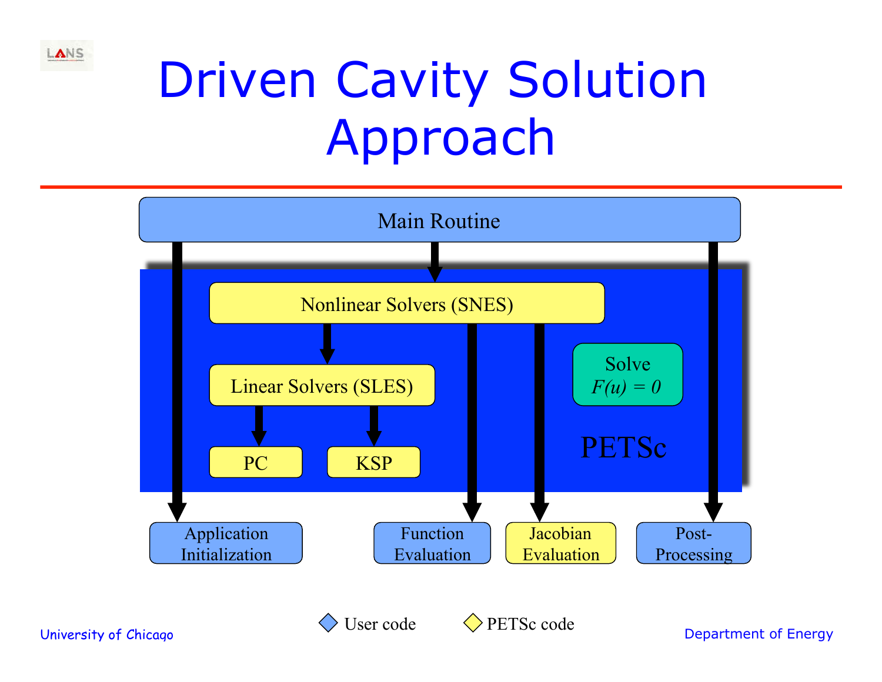# Driven Cavity Solution Approach

Main Routine

Nonlinear Solvers (SNES)

Linear Solvers (SLES)

PC

KSP

Solve
$F(u) = 0$

PETSc

Application Initialization

Function Evaluation

Jacobian Evaluation

Post-Processing

User code

PETSc code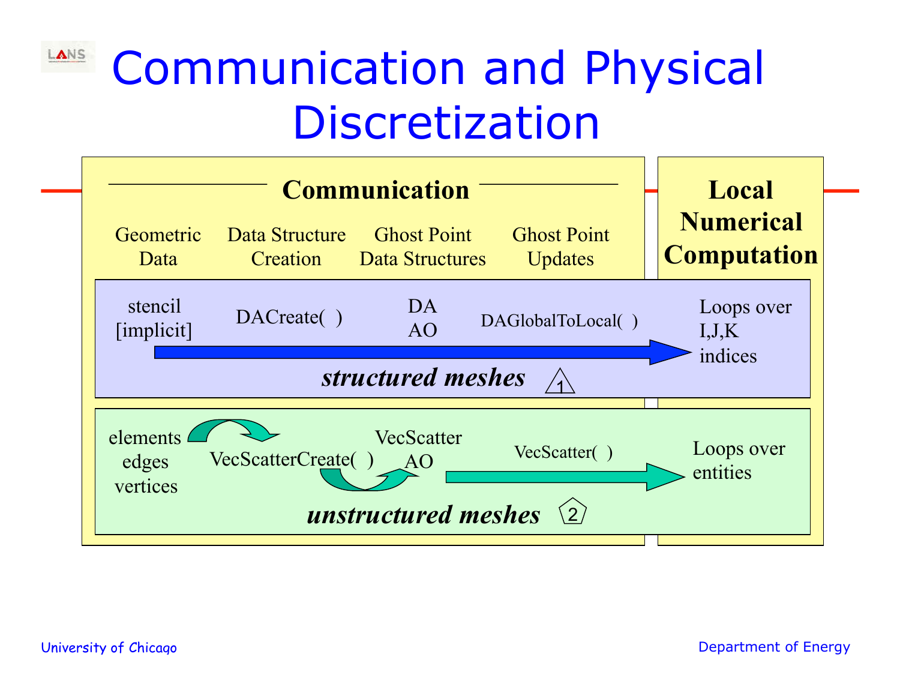# Communication and Physical Discretization

| Communication | | | | Local Numerical Computation |
|---|---|---|---|---|
| Geometric Data | Data Structure Creation | Ghost Point Data Structures | Ghost Point Updates | |
| stencil [implicit] | DACreate( ) | DA AO | DAGlobalToLocal( ) | Loops over I,J,K indices |
| elements edges vertices | VecScatterCreate( ) | VecScatter AO | VecScatter( ) | Loops over entities |

***structured meshes*** 1

***unstructured meshes*** 2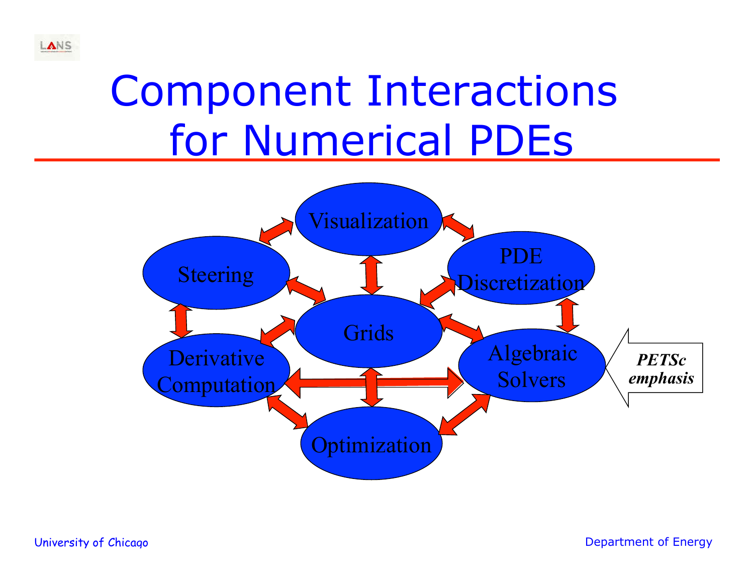# Component Interactions for Numerical PDEs

Visualization

Steering

PDE Discretization

Grids

Derivative Computation

Algebraic Solvers

Optimization

***PETSc emphasis***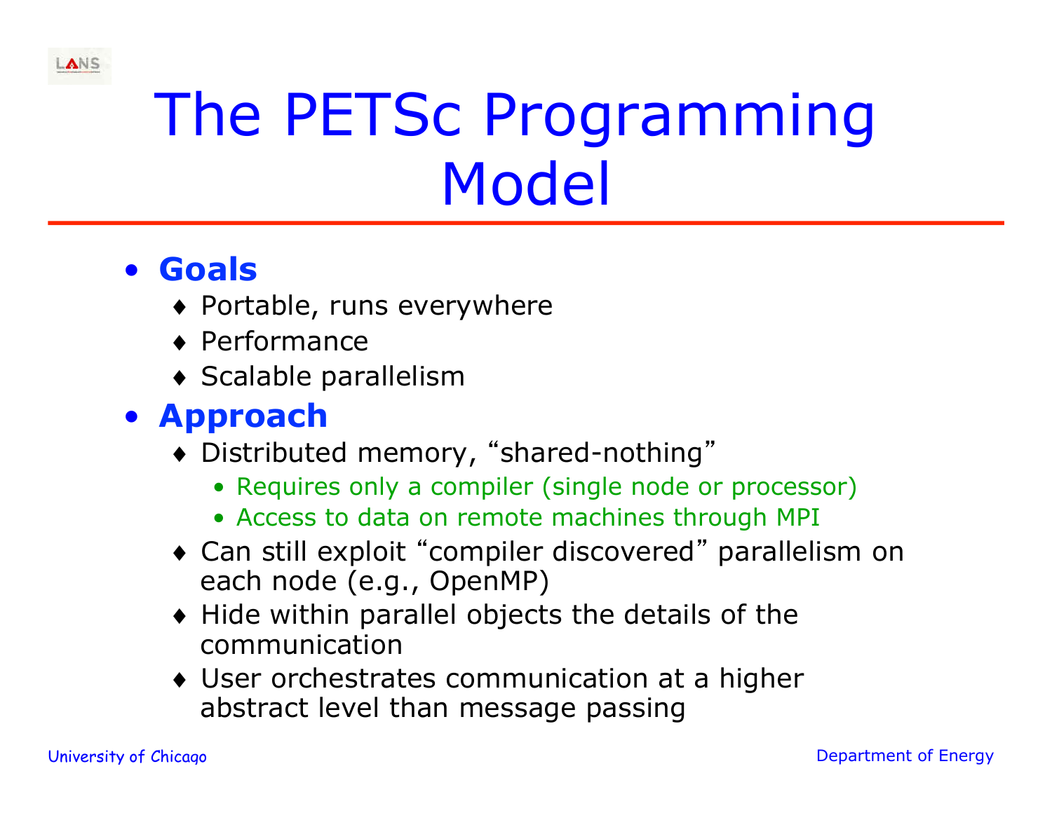# The PETSc Programming Model

- **Goals**
  - Portable, runs everywhere
  - Performance
  - Scalable parallelism
- **Approach**
  - Distributed memory, “shared-nothing”
    - Requires only a compiler (single node or processor)
    - Access to data on remote machines through MPI
  - Can still exploit “compiler discovered” parallelism on each node (e.g., OpenMP)
  - Hide within parallel objects the details of the communication
  - User orchestrates communication at a higher abstract level than message passing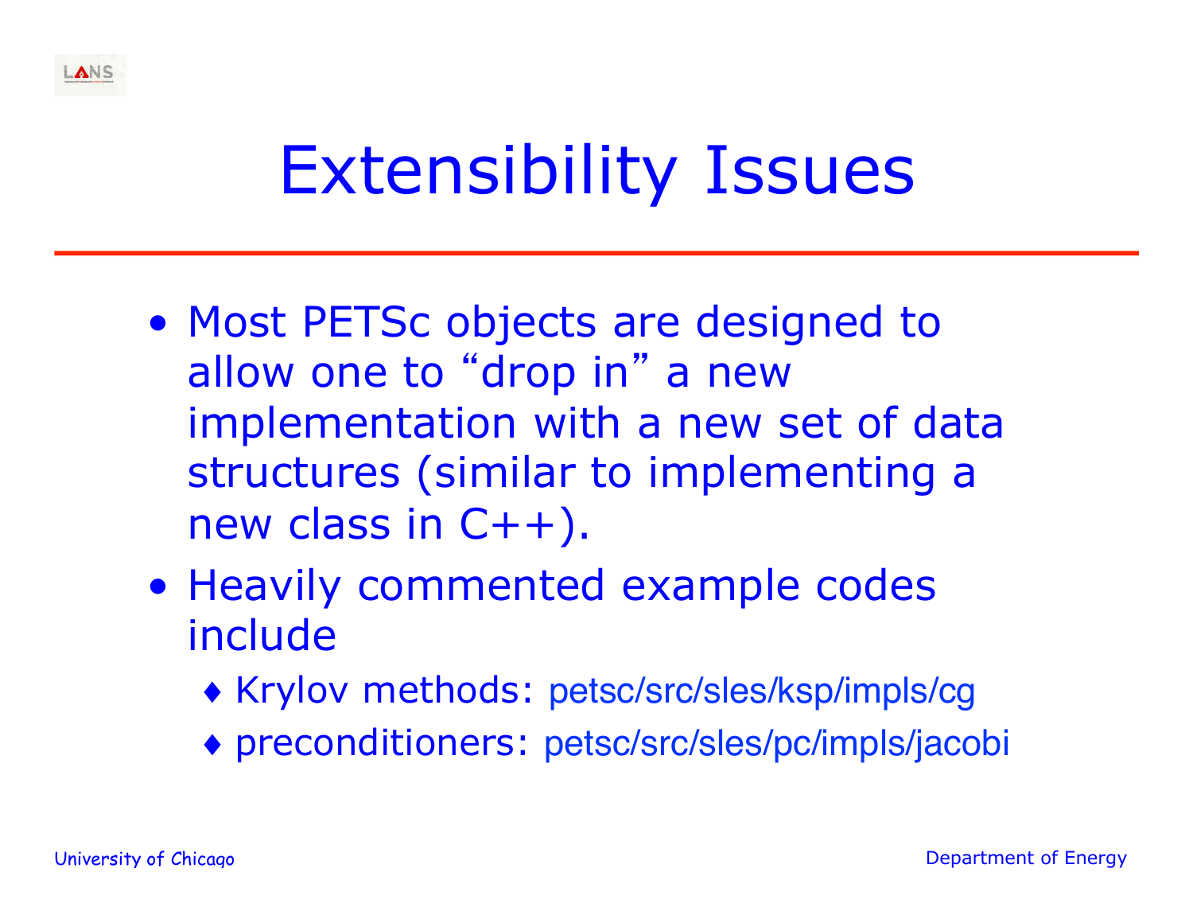# Extensibility Issues

- Most PETSc objects are designed to allow one to "drop in" a new implementation with a new set of data structures (similar to implementing a new class in C++).
- Heavily commented example codes include
  - Krylov methods: petsc/src/sles/ksp/impls/cg
  - preconditioners: petsc/src/sles/pc/impls/jacobi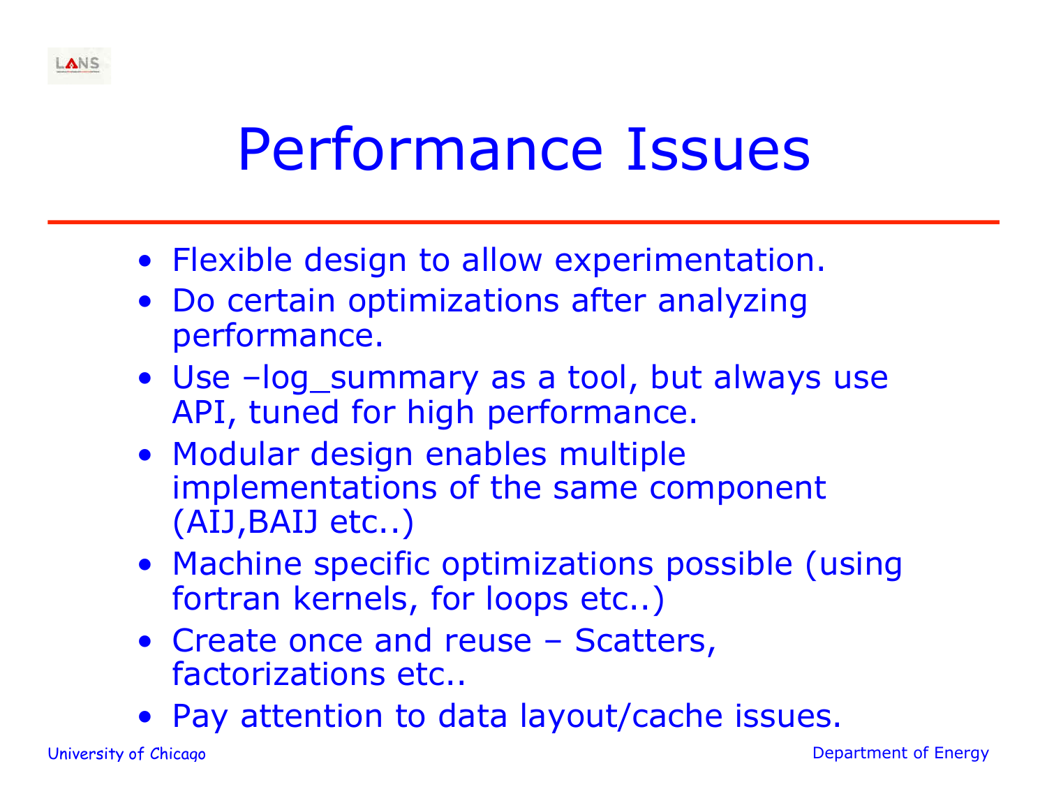# Performance Issues

- Flexible design to allow experimentation.
- Do certain optimizations after analyzing performance.
- Use –log_summary as a tool, but always use API, tuned for high performance.
- Modular design enables multiple implementations of the same component (AIJ,BAIJ etc..)
- Machine specific optimizations possible (using fortran kernels, for loops etc..)
- Create once and reuse – Scatters, factorizations etc..
- Pay attention to data layout/cache issues.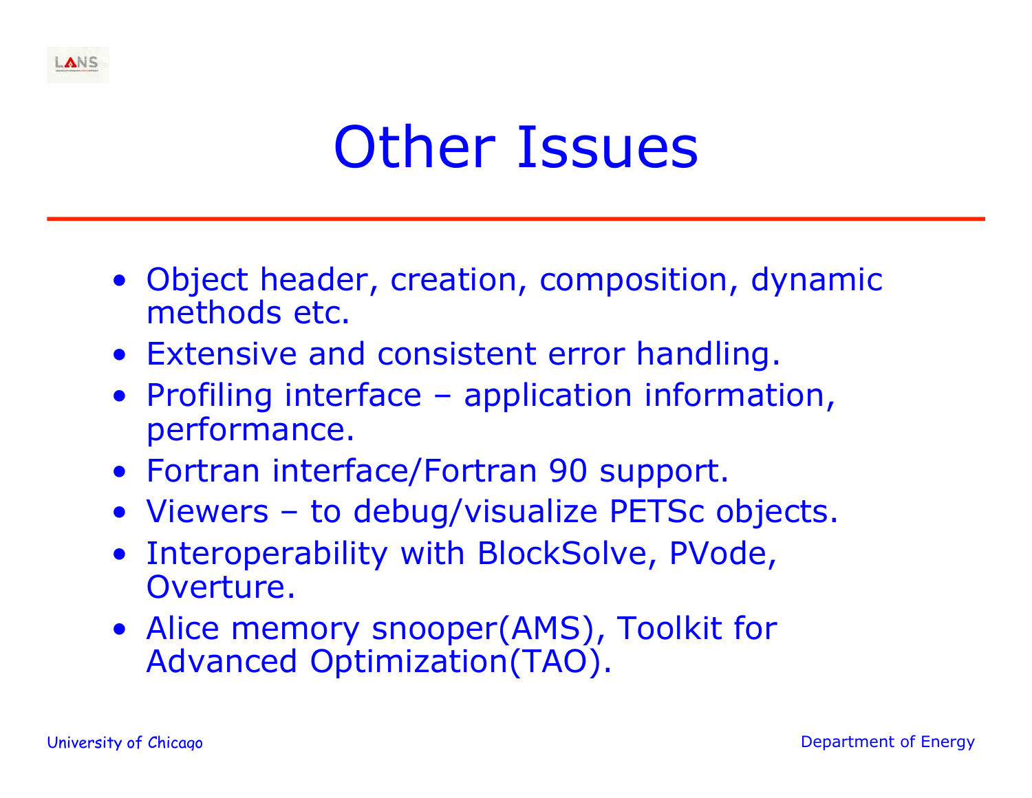# Other Issues

- Object header, creation, composition, dynamic methods etc.
- Extensive and consistent error handling.
- Profiling interface – application information, performance.
- Fortran interface/Fortran 90 support.
- Viewers – to debug/visualize PETSc objects.
- Interoperability with BlockSolve, PVode, Overture.
- Alice memory snooper(AMS), Toolkit for Advanced Optimization(TAO).